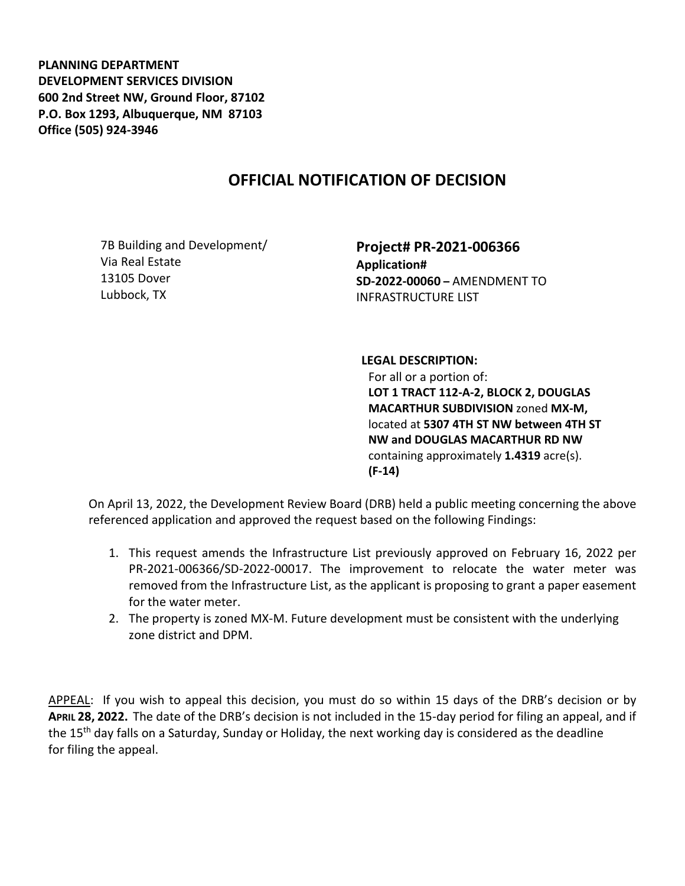**PLANNING DEPARTMENT**
**DEVELOPMENT SERVICES DIVISION**
**600 2nd Street NW, Ground Floor, 87102**
**P.O. Box 1293, Albuquerque, NM 87103**
**Office (505) 924-3946**

# OFFICIAL NOTIFICATION OF DECISION

7B Building and Development/
Via Real Estate
13105 Dover
Lubbock, TX

## Project# PR-2021-006366

**Application#**
**SD-2022-00060 –** AMENDMENT TO INFRASTRUCTURE LIST

**LEGAL DESCRIPTION:**
For all or a portion of:
**LOT 1 TRACT 112-A-2, BLOCK 2, DOUGLAS MACARTHUR SUBDIVISION** zoned **MX-M,** located at **5307 4TH ST NW between 4TH ST NW and DOUGLAS MACARTHUR RD NW** containing approximately **1.4319** acre(s). **(F-14)**

On April 13, 2022, the Development Review Board (DRB) held a public meeting concerning the above referenced application and approved the request based on the following Findings:

1. This request amends the Infrastructure List previously approved on February 16, 2022 per PR-2021-006366/SD-2022-00017. The improvement to relocate the water meter was removed from the Infrastructure List, as the applicant is proposing to grant a paper easement for the water meter.
2. The property is zoned MX-M. Future development must be consistent with the underlying zone district and DPM.

APPEAL: If you wish to appeal this decision, you must do so within 15 days of the DRB's decision or by **APRIL 28, 2022.** The date of the DRB's decision is not included in the 15-day period for filing an appeal, and if the 15th day falls on a Saturday, Sunday or Holiday, the next working day is considered as the deadline for filing the appeal.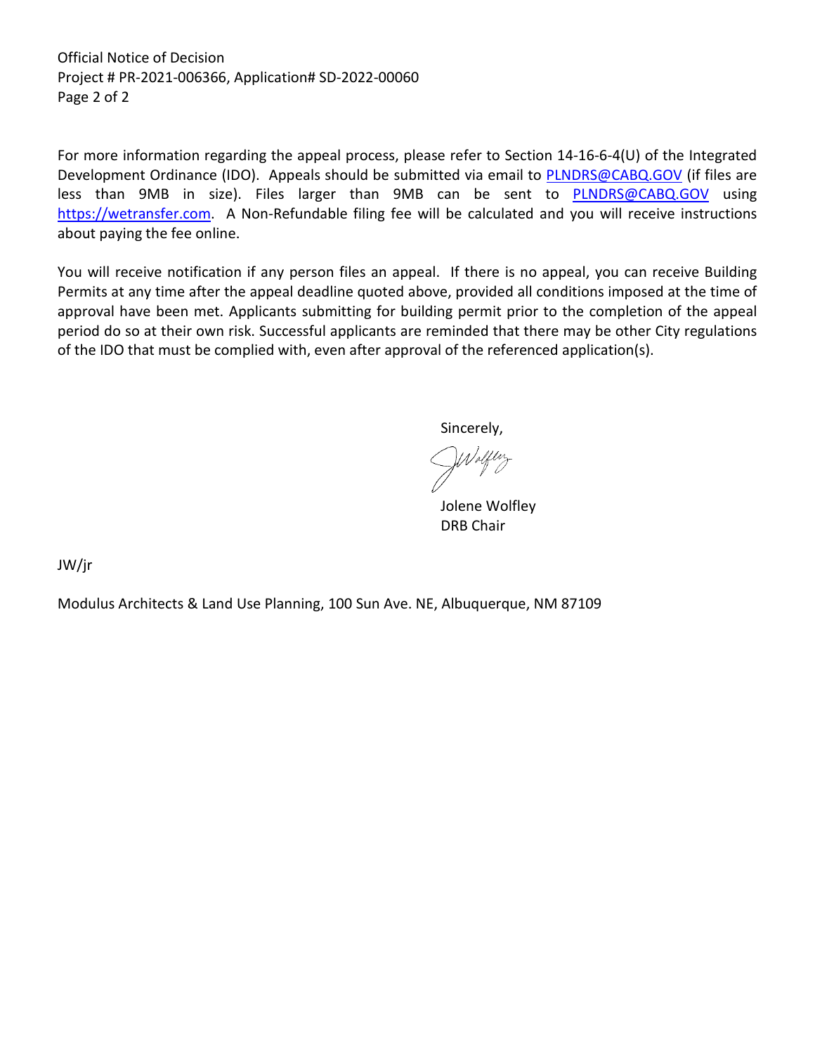For more information regarding the appeal process, please refer to Section 14-16-6-4(U) of the Integrated Development Ordinance (IDO). Appeals should be submitted via email to PLNDRS@CABQ.GOV (if files are less than 9MB in size). Files larger than 9MB can be sent to PLNDRS@CABQ.GOV using https://wetransfer.com. A Non-Refundable filing fee will be calculated and you will receive instructions about paying the fee online.

You will receive notification if any person files an appeal. If there is no appeal, you can receive Building Permits at any time after the appeal deadline quoted above, provided all conditions imposed at the time of approval have been met. Applicants submitting for building permit prior to the completion of the appeal period do so at their own risk. Successful applicants are reminded that there may be other City regulations of the IDO that must be complied with, even after approval of the referenced application(s).

Sincerely,

Jolene Wolfley
DRB Chair

JW/jr

Modulus Architects & Land Use Planning, 100 Sun Ave. NE, Albuquerque, NM 87109